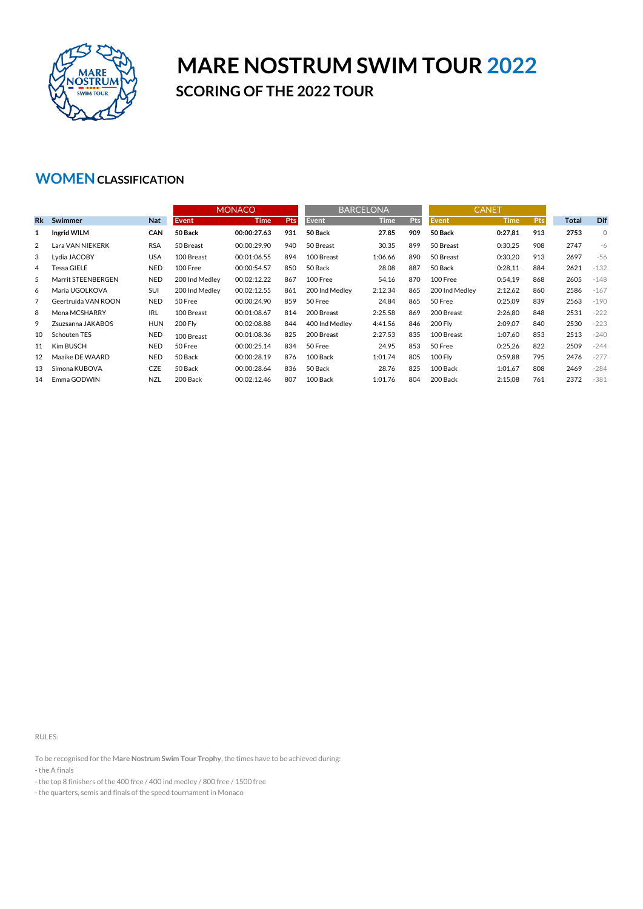# MARE NOSTRUM SWIM TOUR 2022

## SCORING OF THE 2022 TOUR

### WOMEN CLASSIFICATION

| | | | MONACO | | | BARCELONA | | | CANET | | | | |
|---|---|---|---|---|---|---|---|---|---|---|---|---|---|
| **Rk** | **Swimmer** | **Nat** | **Event** | **Time** | **Pts** | **Event** | **Time** | **Pts** | **Event** | **Time** | **Pts** | **Total** | **Dif** |
| **1** | **Ingrid WILM** | **CAN** | **50 Back** | **00:00:27.63** | **931** | **50 Back** | **27.85** | **909** | **50 Back** | **0:27,81** | **913** | **2753** | 0 |
| 2 | Lara VAN NIEKERK | RSA | 50 Breast | 00:00:29.90 | 940 | 50 Breast | 30.35 | 899 | 50 Breast | 0:30,25 | 908 | 2747 | -6 |
| 3 | Lydia JACOBY | USA | 100 Breast | 00:01:06.55 | 894 | 100 Breast | 1:06.66 | 890 | 50 Breast | 0:30,20 | 913 | 2697 | -56 |
| 4 | Tessa GIELE | NED | 100 Free | 00:00:54.57 | 850 | 50 Back | 28.08 | 887 | 50 Back | 0:28,11 | 884 | 2621 | -132 |
| 5 | Marrit STEENBERGEN | NED | 200 Ind Medley | 00:02:12.22 | 867 | 100 Free | 54.16 | 870 | 100 Free | 0:54,19 | 868 | 2605 | -148 |
| 6 | Maria UGOLKOVA | SUI | 200 Ind Medley | 00:02:12.55 | 861 | 200 Ind Medley | 2:12.34 | 865 | 200 Ind Medley | 2:12,62 | 860 | 2586 | -167 |
| 7 | Geertruida VAN ROON | NED | 50 Free | 00:00:24.90 | 859 | 50 Free | 24.84 | 865 | 50 Free | 0:25,09 | 839 | 2563 | -190 |
| 8 | Mona MCSHARRY | IRL | 100 Breast | 00:01:08.67 | 814 | 200 Breast | 2:25.58 | 869 | 200 Breast | 2:26,80 | 848 | 2531 | -222 |
| 9 | Zsuzsanna JAKABOS | HUN | 200 Fly | 00:02:08.88 | 844 | 400 Ind Medley | 4:41.56 | 846 | 200 Fly | 2:09,07 | 840 | 2530 | -223 |
| 10 | Schouten TES | NED | 100 Breast | 00:01:08.36 | 825 | 200 Breast | 2:27.53 | 835 | 100 Breast | 1:07,60 | 853 | 2513 | -240 |
| 11 | Kim BUSCH | NED | 50 Free | 00:00:25.14 | 834 | 50 Free | 24.95 | 853 | 50 Free | 0:25,26 | 822 | 2509 | -244 |
| 12 | Maaike DE WAARD | NED | 50 Back | 00:00:28.19 | 876 | 100 Back | 1:01.74 | 805 | 100 Fly | 0:59,88 | 795 | 2476 | -277 |
| 13 | Simona KUBOVA | CZE | 50 Back | 00:00:28.64 | 836 | 50 Back | 28.76 | 825 | 100 Back | 1:01,67 | 808 | 2469 | -284 |
| 14 | Emma GODWIN | NZL | 200 Back | 00:02:12.46 | 807 | 100 Back | 1:01.76 | 804 | 200 Back | 2:15,08 | 761 | 2372 | -381 |

RULES:

To be recognised for the M**are Nostrum Swim Tour Trophy**, the times have to be achieved during:

- the A finals
- the top 8 finishers of the 400 free / 400 ind medley / 800 free / 1500 free
- the quarters, semis and finals of the speed tournament in Monaco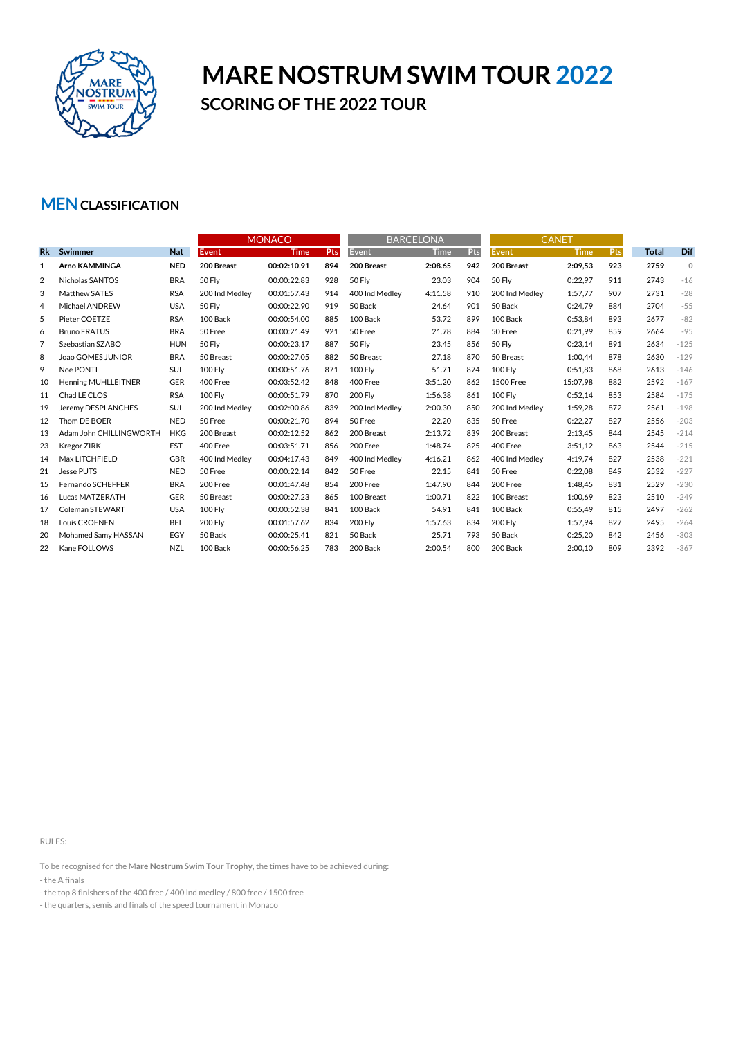# MARE NOSTRUM SWIM TOUR 2022

## SCORING OF THE 2022 TOUR

### MEN CLASSIFICATION

| | | | MONACO | | | BARCELONA | | | CANET | | | | |
|---|---|---|---|---|---|---|---|---|---|---|---|---|---|
| Rk | Swimmer | Nat | Event | Time | Pts | Event | Time | Pts | Event | Time | Pts | Total | Dif |
| **1** | **Arno KAMMINGA** | **NED** | **200 Breast** | **00:02:10.91** | **894** | **200 Breast** | **2:08.65** | **942** | **200 Breast** | **2:09,53** | **923** | **2759** | 0 |
| 2 | Nicholas SANTOS | BRA | 50 Fly | 00:00:22.83 | 928 | 50 Fly | 23.03 | 904 | 50 Fly | 0:22,97 | 911 | 2743 | -16 |
| 3 | Matthew SATES | RSA | 200 Ind Medley | 00:01:57.43 | 914 | 400 Ind Medley | 4:11.58 | 910 | 200 Ind Medley | 1:57,77 | 907 | 2731 | -28 |
| 4 | Michael ANDREW | USA | 50 Fly | 00:00:22.90 | 919 | 50 Back | 24.64 | 901 | 50 Back | 0:24,79 | 884 | 2704 | -55 |
| 5 | Pieter COETZE | RSA | 100 Back | 00:00:54.00 | 885 | 100 Back | 53.72 | 899 | 100 Back | 0:53,84 | 893 | 2677 | -82 |
| 6 | Bruno FRATUS | BRA | 50 Free | 00:00:21.49 | 921 | 50 Free | 21.78 | 884 | 50 Free | 0:21,99 | 859 | 2664 | -95 |
| 7 | Szebastian SZABO | HUN | 50 Fly | 00:00:23.17 | 887 | 50 Fly | 23.45 | 856 | 50 Fly | 0:23,14 | 891 | 2634 | -125 |
| 8 | Joao GOMES JUNIOR | BRA | 50 Breast | 00:00:27.05 | 882 | 50 Breast | 27.18 | 870 | 50 Breast | 1:00,44 | 878 | 2630 | -129 |
| 9 | Noe PONTI | SUI | 100 Fly | 00:00:51.76 | 871 | 100 Fly | 51.71 | 874 | 100 Fly | 0:51,83 | 868 | 2613 | -146 |
| 10 | Henning MUHLLEITNER | GER | 400 Free | 00:03:52.42 | 848 | 400 Free | 3:51.20 | 862 | 1500 Free | 15:07,98 | 882 | 2592 | -167 |
| 11 | Chad LE CLOS | RSA | 100 Fly | 00:00:51.79 | 870 | 200 Fly | 1:56.38 | 861 | 100 Fly | 0:52,14 | 853 | 2584 | -175 |
| 19 | Jeremy DESPLANCHES | SUI | 200 Ind Medley | 00:02:00.86 | 839 | 200 Ind Medley | 2:00.30 | 850 | 200 Ind Medley | 1:59,28 | 872 | 2561 | -198 |
| 12 | Thom DE BOER | NED | 50 Free | 00:00:21.70 | 894 | 50 Free | 22.20 | 835 | 50 Free | 0:22,27 | 827 | 2556 | -203 |
| 13 | Adam John CHILLINGWORTH | HKG | 200 Breast | 00:02:12.52 | 862 | 200 Breast | 2:13.72 | 839 | 200 Breast | 2:13,45 | 844 | 2545 | -214 |
| 23 | Kregor ZIRK | EST | 400 Free | 00:03:51.71 | 856 | 200 Free | 1:48.74 | 825 | 400 Free | 3:51,12 | 863 | 2544 | -215 |
| 14 | Max LITCHFIELD | GBR | 400 Ind Medley | 00:04:17.43 | 849 | 400 Ind Medley | 4:16.21 | 862 | 400 Ind Medley | 4:19,74 | 827 | 2538 | -221 |
| 21 | Jesse PUTS | NED | 50 Free | 00:00:22.14 | 842 | 50 Free | 22.15 | 841 | 50 Free | 0:22,08 | 849 | 2532 | -227 |
| 15 | Fernando SCHEFFER | BRA | 200 Free | 00:01:47.48 | 854 | 200 Free | 1:47.90 | 844 | 200 Free | 1:48,45 | 831 | 2529 | -230 |
| 16 | Lucas MATZERATH | GER | 50 Breast | 00:00:27.23 | 865 | 100 Breast | 1:00.71 | 822 | 100 Breast | 1:00,69 | 823 | 2510 | -249 |
| 17 | Coleman STEWART | USA | 100 Fly | 00:00:52.38 | 841 | 100 Back | 54.91 | 841 | 100 Back | 0:55,49 | 815 | 2497 | -262 |
| 18 | Louis CROENEN | BEL | 200 Fly | 00:01:57.62 | 834 | 200 Fly | 1:57.63 | 834 | 200 Fly | 1:57,94 | 827 | 2495 | -264 |
| 20 | Mohamed Samy HASSAN | EGY | 50 Back | 00:00:25.41 | 821 | 50 Back | 25.71 | 793 | 50 Back | 0:25,20 | 842 | 2456 | -303 |
| 22 | Kane FOLLOWS | NZL | 100 Back | 00:00:56.25 | 783 | 200 Back | 2:00.54 | 800 | 200 Back | 2:00,10 | 809 | 2392 | -367 |

RULES:

To be recognised for the M**are Nostrum Swim Tour Trophy**, the times have to be achieved during:

- the A finals
- the top 8 finishers of the 400 free / 400 ind medley / 800 free / 1500 free
- the quarters, semis and finals of the speed tournament in Monaco